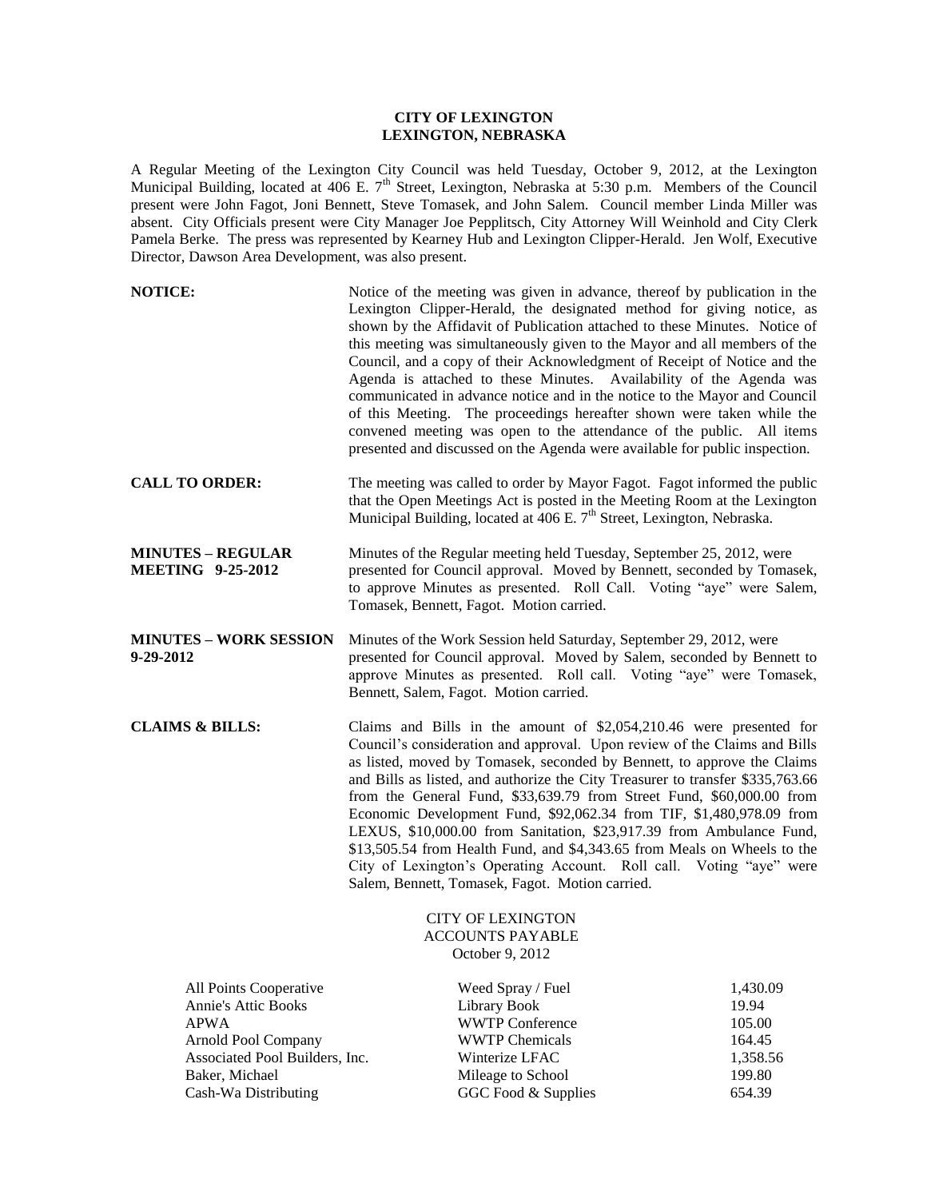**CITY OF LEXINGTON**
**LEXINGTON, NEBRASKA**

A Regular Meeting of the Lexington City Council was held Tuesday, October 9, 2012, at the Lexington Municipal Building, located at 406 E. 7th Street, Lexington, Nebraska at 5:30 p.m. Members of the Council present were John Fagot, Joni Bennett, Steve Tomasek, and John Salem. Council member Linda Miller was absent. City Officials present were City Manager Joe Pepplitsch, City Attorney Will Weinhold and City Clerk Pamela Berke. The press was represented by Kearney Hub and Lexington Clipper-Herald. Jen Wolf, Executive Director, Dawson Area Development, was also present.

**NOTICE:** Notice of the meeting was given in advance, thereof by publication in the Lexington Clipper-Herald, the designated method for giving notice, as shown by the Affidavit of Publication attached to these Minutes. Notice of this meeting was simultaneously given to the Mayor and all members of the Council, and a copy of their Acknowledgment of Receipt of Notice and the Agenda is attached to these Minutes. Availability of the Agenda was communicated in advance notice and in the notice to the Mayor and Council of this Meeting. The proceedings hereafter shown were taken while the convened meeting was open to the attendance of the public. All items presented and discussed on the Agenda were available for public inspection.

**CALL TO ORDER:** The meeting was called to order by Mayor Fagot. Fagot informed the public that the Open Meetings Act is posted in the Meeting Room at the Lexington Municipal Building, located at 406 E. 7th Street, Lexington, Nebraska.

**MINUTES – REGULAR MEETING 9-25-2012** Minutes of the Regular meeting held Tuesday, September 25, 2012, were presented for Council approval. Moved by Bennett, seconded by Tomasek, to approve Minutes as presented. Roll Call. Voting "aye" were Salem, Tomasek, Bennett, Fagot. Motion carried.

**MINUTES – WORK SESSION 9-29-2012** Minutes of the Work Session held Saturday, September 29, 2012, were presented for Council approval. Moved by Salem, seconded by Bennett to approve Minutes as presented. Roll call. Voting "aye" were Tomasek, Bennett, Salem, Fagot. Motion carried.

**CLAIMS & BILLS:** Claims and Bills in the amount of $2,054,210.46 were presented for Council's consideration and approval. Upon review of the Claims and Bills as listed, moved by Tomasek, seconded by Bennett, to approve the Claims and Bills as listed, and authorize the City Treasurer to transfer $335,763.66 from the General Fund, $33,639.79 from Street Fund, $60,000.00 from Economic Development Fund, $92,062.34 from TIF, $1,480,978.09 from LEXUS, $10,000.00 from Sanitation, $23,917.39 from Ambulance Fund, $13,505.54 from Health Fund, and $4,343.65 from Meals on Wheels to the City of Lexington's Operating Account. Roll call. Voting "aye" were Salem, Bennett, Tomasek, Fagot. Motion carried.

CITY OF LEXINGTON
ACCOUNTS PAYABLE
October 9, 2012

| | | |
|---|---|---|
| All Points Cooperative | Weed Spray / Fuel | 1,430.09 |
| Annie's Attic Books | Library Book | 19.94 |
| APWA | WWTP Conference | 105.00 |
| Arnold Pool Company | WWTP Chemicals | 164.45 |
| Associated Pool Builders, Inc. | Winterize LFAC | 1,358.56 |
| Baker, Michael | Mileage to School | 199.80 |
| Cash-Wa Distributing | GGC Food & Supplies | 654.39 |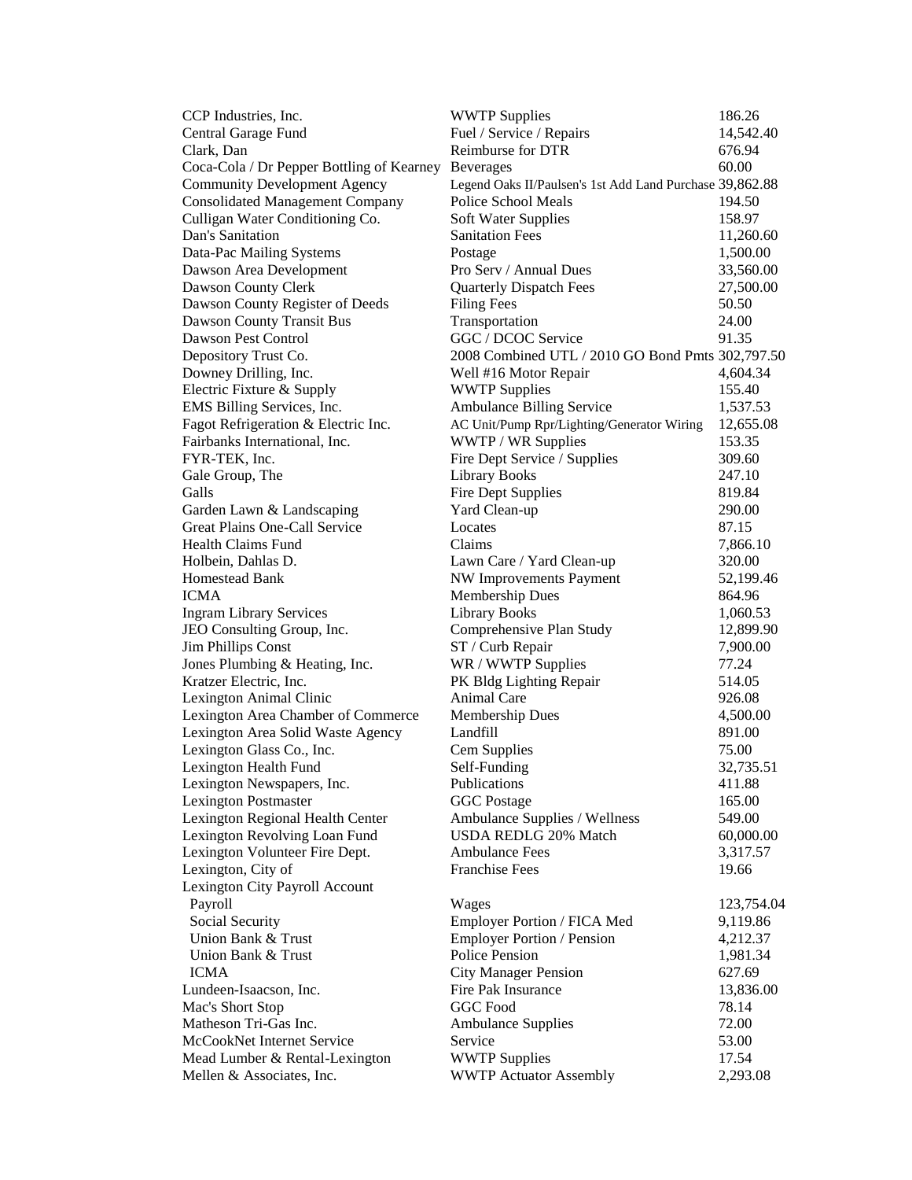| | | |
|---|---|---|
| CCP Industries, Inc. | WWTP Supplies | 186.26 |
| Central Garage Fund | Fuel / Service / Repairs | 14,542.40 |
| Clark, Dan | Reimburse for DTR | 676.94 |
| Coca-Cola / Dr Pepper Bottling of Kearney | Beverages | 60.00 |
| Community Development Agency | Legend Oaks II/Paulsen's 1st Add Land Purchase | 39,862.88 |
| Consolidated Management Company | Police School Meals | 194.50 |
| Culligan Water Conditioning Co. | Soft Water Supplies | 158.97 |
| Dan's Sanitation | Sanitation Fees | 11,260.60 |
| Data-Pac Mailing Systems | Postage | 1,500.00 |
| Dawson Area Development | Pro Serv / Annual Dues | 33,560.00 |
| Dawson County Clerk | Quarterly Dispatch Fees | 27,500.00 |
| Dawson County Register of Deeds | Filing Fees | 50.50 |
| Dawson County Transit Bus | Transportation | 24.00 |
| Dawson Pest Control | GGC / DCOC Service | 91.35 |
| Depository Trust Co. | 2008 Combined UTL / 2010 GO Bond Pmts | 302,797.50 |
| Downey Drilling, Inc. | Well #16 Motor Repair | 4,604.34 |
| Electric Fixture & Supply | WWTP Supplies | 155.40 |
| EMS Billing Services, Inc. | Ambulance Billing Service | 1,537.53 |
| Fagot Refrigeration & Electric Inc. | AC Unit/Pump Rpr/Lighting/Generator Wiring | 12,655.08 |
| Fairbanks International, Inc. | WWTP / WR Supplies | 153.35 |
| FYR-TEK, Inc. | Fire Dept Service / Supplies | 309.60 |
| Gale Group, The | Library Books | 247.10 |
| Galls | Fire Dept Supplies | 819.84 |
| Garden Lawn & Landscaping | Yard Clean-up | 290.00 |
| Great Plains One-Call Service | Locates | 87.15 |
| Health Claims Fund | Claims | 7,866.10 |
| Holbein, Dahlas D. | Lawn Care / Yard Clean-up | 320.00 |
| Homestead Bank | NW Improvements Payment | 52,199.46 |
| ICMA | Membership Dues | 864.96 |
| Ingram Library Services | Library Books | 1,060.53 |
| JEO Consulting Group, Inc. | Comprehensive Plan Study | 12,899.90 |
| Jim Phillips Const | ST / Curb Repair | 7,900.00 |
| Jones Plumbing & Heating, Inc. | WR / WWTP Supplies | 77.24 |
| Kratzer Electric, Inc. | PK Bldg Lighting Repair | 514.05 |
| Lexington Animal Clinic | Animal Care | 926.08 |
| Lexington Area Chamber of Commerce | Membership Dues | 4,500.00 |
| Lexington Area Solid Waste Agency | Landfill | 891.00 |
| Lexington Glass Co., Inc. | Cem Supplies | 75.00 |
| Lexington Health Fund | Self-Funding | 32,735.51 |
| Lexington Newspapers, Inc. | Publications | 411.88 |
| Lexington Postmaster | GGC Postage | 165.00 |
| Lexington Regional Health Center | Ambulance Supplies / Wellness | 549.00 |
| Lexington Revolving Loan Fund | USDA REDLG 20% Match | 60,000.00 |
| Lexington Volunteer Fire Dept. | Ambulance Fees | 3,317.57 |
| Lexington, City of | Franchise Fees | 19.66 |
| Lexington City Payroll Account | | |
| Payroll | Wages | 123,754.04 |
| Social Security | Employer Portion / FICA Med | 9,119.86 |
| Union Bank & Trust | Employer Portion / Pension | 4,212.37 |
| Union Bank & Trust | Police Pension | 1,981.34 |
| ICMA | City Manager Pension | 627.69 |
| Lundeen-Isaacson, Inc. | Fire Pak Insurance | 13,836.00 |
| Mac's Short Stop | GGC Food | 78.14 |
| Matheson Tri-Gas Inc. | Ambulance Supplies | 72.00 |
| McCookNet Internet Service | Service | 53.00 |
| Mead Lumber & Rental-Lexington | WWTP Supplies | 17.54 |
| Mellen & Associates, Inc. | WWTP Actuator Assembly | 2,293.08 |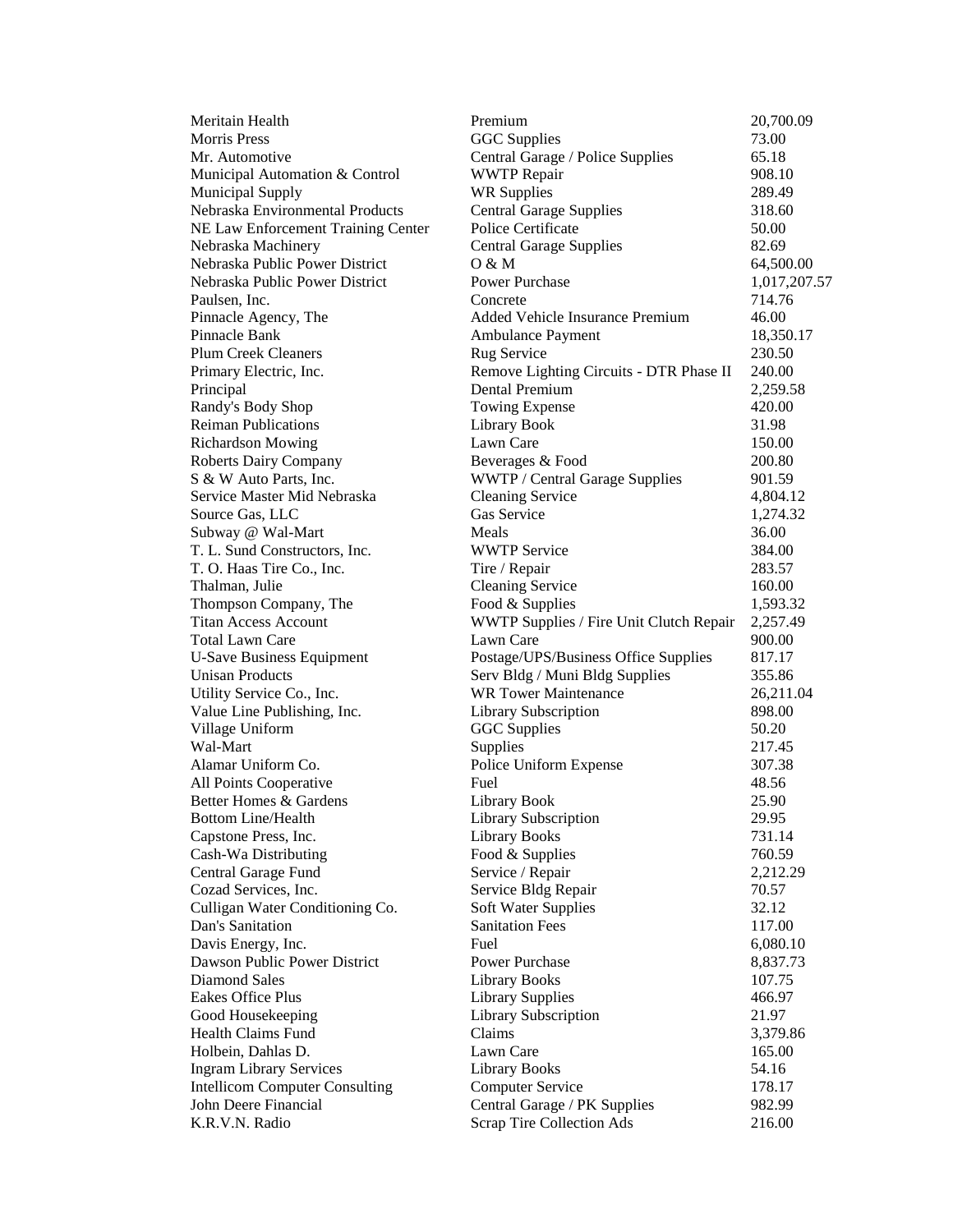| | | |
|---|---|---|
| Meritain Health | Premium | 20,700.09 |
| Morris Press | GGC Supplies | 73.00 |
| Mr. Automotive | Central Garage / Police Supplies | 65.18 |
| Municipal Automation & Control | WWTP Repair | 908.10 |
| Municipal Supply | WR Supplies | 289.49 |
| Nebraska Environmental Products | Central Garage Supplies | 318.60 |
| NE Law Enforcement Training Center | Police Certificate | 50.00 |
| Nebraska Machinery | Central Garage Supplies | 82.69 |
| Nebraska Public Power District | O & M | 64,500.00 |
| Nebraska Public Power District | Power Purchase | 1,017,207.57 |
| Paulsen, Inc. | Concrete | 714.76 |
| Pinnacle Agency, The | Added Vehicle Insurance Premium | 46.00 |
| Pinnacle Bank | Ambulance Payment | 18,350.17 |
| Plum Creek Cleaners | Rug Service | 230.50 |
| Primary Electric, Inc. | Remove Lighting Circuits - DTR Phase II | 240.00 |
| Principal | Dental Premium | 2,259.58 |
| Randy's Body Shop | Towing Expense | 420.00 |
| Reiman Publications | Library Book | 31.98 |
| Richardson Mowing | Lawn Care | 150.00 |
| Roberts Dairy Company | Beverages & Food | 200.80 |
| S & W Auto Parts, Inc. | WWTP / Central Garage Supplies | 901.59 |
| Service Master Mid Nebraska | Cleaning Service | 4,804.12 |
| Source Gas, LLC | Gas Service | 1,274.32 |
| Subway @ Wal-Mart | Meals | 36.00 |
| T. L. Sund Constructors, Inc. | WWTP Service | 384.00 |
| T. O. Haas Tire Co., Inc. | Tire / Repair | 283.57 |
| Thalman, Julie | Cleaning Service | 160.00 |
| Thompson Company, The | Food & Supplies | 1,593.32 |
| Titan Access Account | WWTP Supplies / Fire Unit Clutch Repair | 2,257.49 |
| Total Lawn Care | Lawn Care | 900.00 |
| U-Save Business Equipment | Postage/UPS/Business Office Supplies | 817.17 |
| Unisan Products | Serv Bldg / Muni Bldg Supplies | 355.86 |
| Utility Service Co., Inc. | WR Tower Maintenance | 26,211.04 |
| Value Line Publishing, Inc. | Library Subscription | 898.00 |
| Village Uniform | GGC Supplies | 50.20 |
| Wal-Mart | Supplies | 217.45 |
| Alamar Uniform Co. | Police Uniform Expense | 307.38 |
| All Points Cooperative | Fuel | 48.56 |
| Better Homes & Gardens | Library Book | 25.90 |
| Bottom Line/Health | Library Subscription | 29.95 |
| Capstone Press, Inc. | Library Books | 731.14 |
| Cash-Wa Distributing | Food & Supplies | 760.59 |
| Central Garage Fund | Service / Repair | 2,212.29 |
| Cozad Services, Inc. | Service Bldg Repair | 70.57 |
| Culligan Water Conditioning Co. | Soft Water Supplies | 32.12 |
| Dan's Sanitation | Sanitation Fees | 117.00 |
| Davis Energy, Inc. | Fuel | 6,080.10 |
| Dawson Public Power District | Power Purchase | 8,837.73 |
| Diamond Sales | Library Books | 107.75 |
| Eakes Office Plus | Library Supplies | 466.97 |
| Good Housekeeping | Library Subscription | 21.97 |
| Health Claims Fund | Claims | 3,379.86 |
| Holbein, Dahlas D. | Lawn Care | 165.00 |
| Ingram Library Services | Library Books | 54.16 |
| Intellicom Computer Consulting | Computer Service | 178.17 |
| John Deere Financial | Central Garage / PK Supplies | 982.99 |
| K.R.V.N. Radio | Scrap Tire Collection Ads | 216.00 |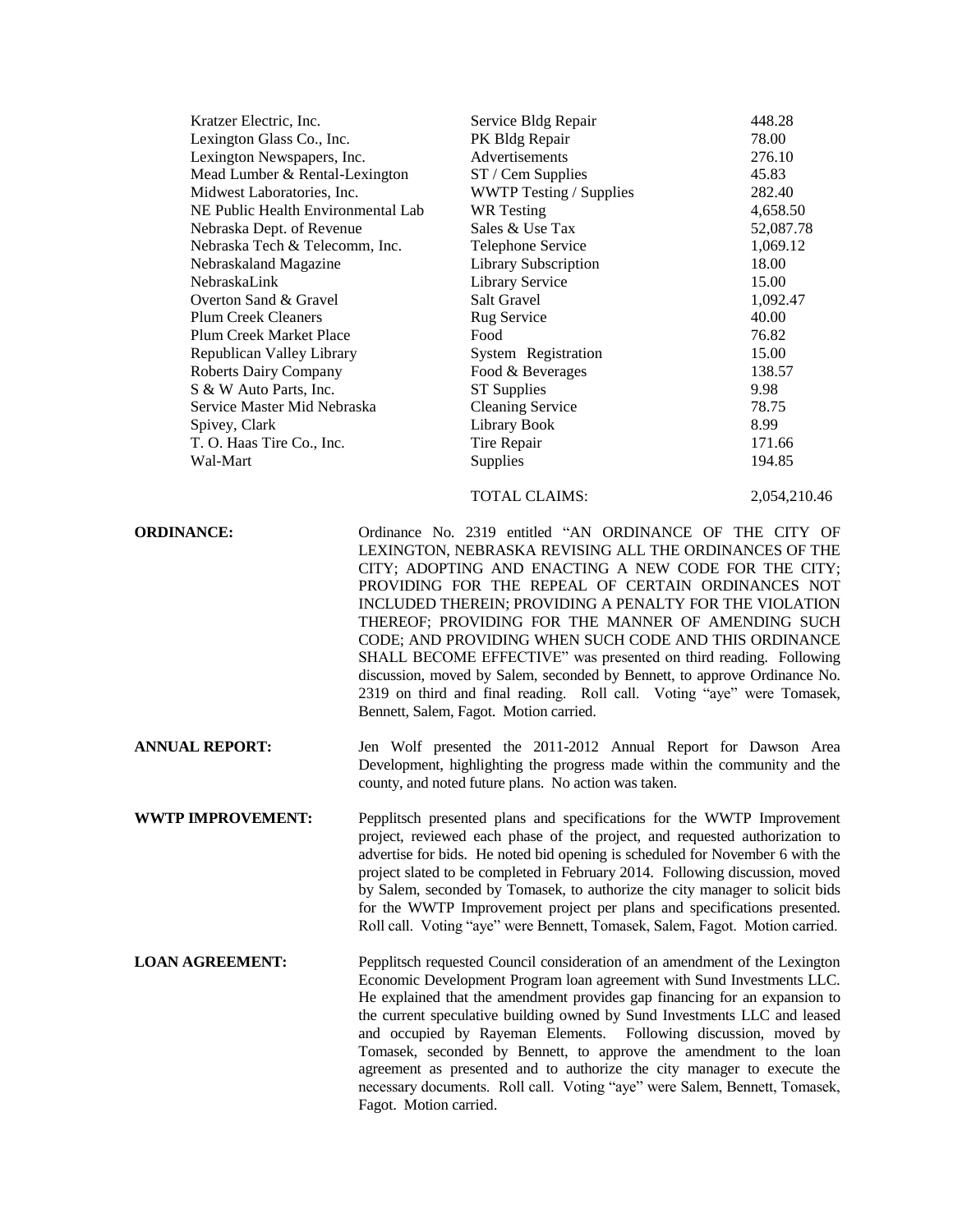| | | |
|---|---|---|
| Kratzer Electric, Inc. | Service Bldg Repair | 448.28 |
| Lexington Glass Co., Inc. | PK Bldg Repair | 78.00 |
| Lexington Newspapers, Inc. | Advertisements | 276.10 |
| Mead Lumber & Rental-Lexington | ST / Cem Supplies | 45.83 |
| Midwest Laboratories, Inc. | WWTP Testing / Supplies | 282.40 |
| NE Public Health Environmental Lab | WR Testing | 4,658.50 |
| Nebraska Dept. of Revenue | Sales & Use Tax | 52,087.78 |
| Nebraska Tech & Telecomm, Inc. | Telephone Service | 1,069.12 |
| Nebraskaland Magazine | Library Subscription | 18.00 |
| NebraskaLink | Library Service | 15.00 |
| Overton Sand & Gravel | Salt Gravel | 1,092.47 |
| Plum Creek Cleaners | Rug Service | 40.00 |
| Plum Creek Market Place | Food | 76.82 |
| Republican Valley Library | System Registration | 15.00 |
| Roberts Dairy Company | Food & Beverages | 138.57 |
| S & W Auto Parts, Inc. | ST Supplies | 9.98 |
| Service Master Mid Nebraska | Cleaning Service | 78.75 |
| Spivey, Clark | Library Book | 8.99 |
| T. O. Haas Tire Co., Inc. | Tire Repair | 171.66 |
| Wal-Mart | Supplies | 194.85 |
| | TOTAL CLAIMS: | 2,054,210.46 |

**ORDINANCE:** Ordinance No. 2319 entitled "AN ORDINANCE OF THE CITY OF LEXINGTON, NEBRASKA REVISING ALL THE ORDINANCES OF THE CITY; ADOPTING AND ENACTING A NEW CODE FOR THE CITY; PROVIDING FOR THE REPEAL OF CERTAIN ORDINANCES NOT INCLUDED THEREIN; PROVIDING A PENALTY FOR THE VIOLATION THEREOF; PROVIDING FOR THE MANNER OF AMENDING SUCH CODE; AND PROVIDING WHEN SUCH CODE AND THIS ORDINANCE SHALL BECOME EFFECTIVE" was presented on third reading. Following discussion, moved by Salem, seconded by Bennett, to approve Ordinance No. 2319 on third and final reading. Roll call. Voting "aye" were Tomasek, Bennett, Salem, Fagot. Motion carried.

**ANNUAL REPORT:** Jen Wolf presented the 2011-2012 Annual Report for Dawson Area Development, highlighting the progress made within the community and the county, and noted future plans. No action was taken.

**WWTP IMPROVEMENT:** Pepplitsch presented plans and specifications for the WWTP Improvement project, reviewed each phase of the project, and requested authorization to advertise for bids. He noted bid opening is scheduled for November 6 with the project slated to be completed in February 2014. Following discussion, moved by Salem, seconded by Tomasek, to authorize the city manager to solicit bids for the WWTP Improvement project per plans and specifications presented. Roll call. Voting "aye" were Bennett, Tomasek, Salem, Fagot. Motion carried.

**LOAN AGREEMENT:** Pepplitsch requested Council consideration of an amendment of the Lexington Economic Development Program loan agreement with Sund Investments LLC. He explained that the amendment provides gap financing for an expansion to the current speculative building owned by Sund Investments LLC and leased and occupied by Rayeman Elements. Following discussion, moved by Tomasek, seconded by Bennett, to approve the amendment to the loan agreement as presented and to authorize the city manager to execute the necessary documents. Roll call. Voting "aye" were Salem, Bennett, Tomasek, Fagot. Motion carried.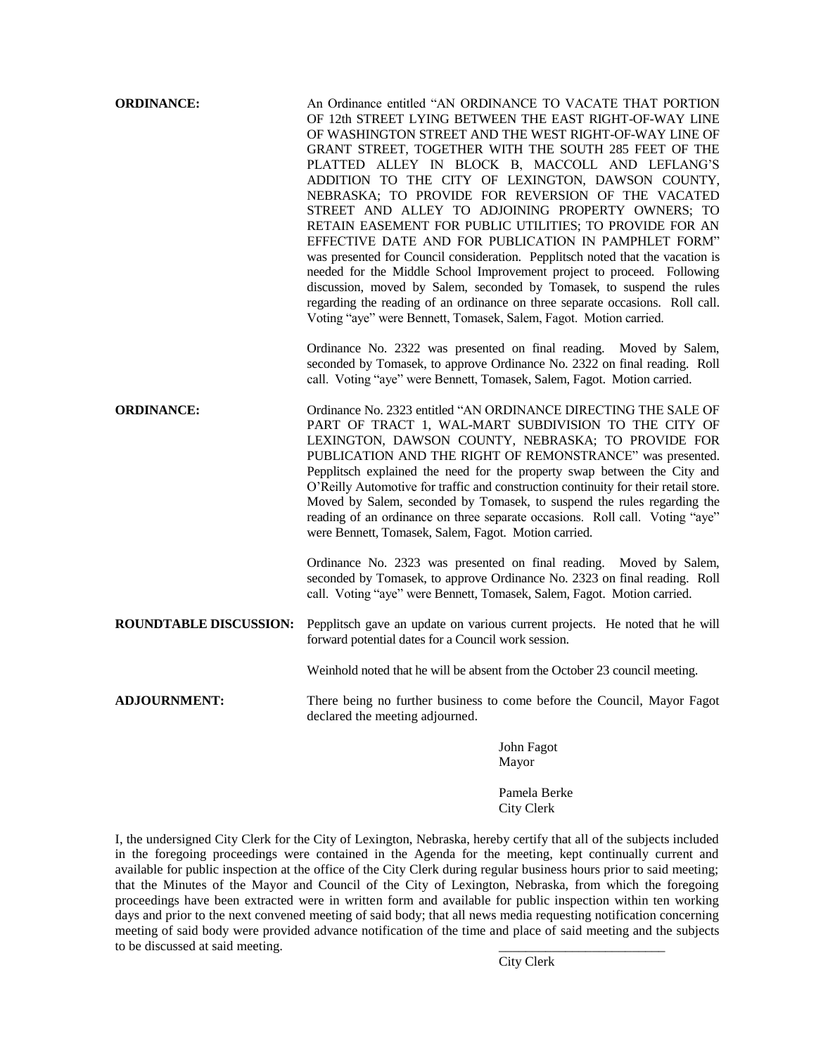**ORDINANCE:** An Ordinance entitled "AN ORDINANCE TO VACATE THAT PORTION OF 12th STREET LYING BETWEEN THE EAST RIGHT-OF-WAY LINE OF WASHINGTON STREET AND THE WEST RIGHT-OF-WAY LINE OF GRANT STREET, TOGETHER WITH THE SOUTH 285 FEET OF THE PLATTED ALLEY IN BLOCK B, MACCOLL AND LEFLANG'S ADDITION TO THE CITY OF LEXINGTON, DAWSON COUNTY, NEBRASKA; TO PROVIDE FOR REVERSION OF THE VACATED STREET AND ALLEY TO ADJOINING PROPERTY OWNERS; TO RETAIN EASEMENT FOR PUBLIC UTILITIES; TO PROVIDE FOR AN EFFECTIVE DATE AND FOR PUBLICATION IN PAMPHLET FORM" was presented for Council consideration. Pepplitsch noted that the vacation is needed for the Middle School Improvement project to proceed. Following discussion, moved by Salem, seconded by Tomasek, to suspend the rules regarding the reading of an ordinance on three separate occasions. Roll call. Voting "aye" were Bennett, Tomasek, Salem, Fagot. Motion carried.

Ordinance No. 2322 was presented on final reading. Moved by Salem, seconded by Tomasek, to approve Ordinance No. 2322 on final reading. Roll call. Voting "aye" were Bennett, Tomasek, Salem, Fagot. Motion carried.

**ORDINANCE:** Ordinance No. 2323 entitled "AN ORDINANCE DIRECTING THE SALE OF PART OF TRACT 1, WAL-MART SUBDIVISION TO THE CITY OF LEXINGTON, DAWSON COUNTY, NEBRASKA; TO PROVIDE FOR PUBLICATION AND THE RIGHT OF REMONSTRANCE" was presented. Pepplitsch explained the need for the property swap between the City and O'Reilly Automotive for traffic and construction continuity for their retail store. Moved by Salem, seconded by Tomasek, to suspend the rules regarding the reading of an ordinance on three separate occasions. Roll call. Voting "aye" were Bennett, Tomasek, Salem, Fagot. Motion carried.

Ordinance No. 2323 was presented on final reading. Moved by Salem, seconded by Tomasek, to approve Ordinance No. 2323 on final reading. Roll call. Voting "aye" were Bennett, Tomasek, Salem, Fagot. Motion carried.

**ROUNDTABLE DISCUSSION:** Pepplitsch gave an update on various current projects. He noted that he will forward potential dates for a Council work session.

Weinhold noted that he will be absent from the October 23 council meeting.

**ADJOURNMENT:** There being no further business to come before the Council, Mayor Fagot declared the meeting adjourned.

John Fagot
Mayor

Pamela Berke
City Clerk

I, the undersigned City Clerk for the City of Lexington, Nebraska, hereby certify that all of the subjects included in the foregoing proceedings were contained in the Agenda for the meeting, kept continually current and available for public inspection at the office of the City Clerk during regular business hours prior to said meeting; that the Minutes of the Mayor and Council of the City of Lexington, Nebraska, from which the foregoing proceedings have been extracted were in written form and available for public inspection within ten working days and prior to the next convened meeting of said body; that all news media requesting notification concerning meeting of said body were provided advance notification of the time and place of said meeting and the subjects to be discussed at said meeting.

_________________________
City Clerk